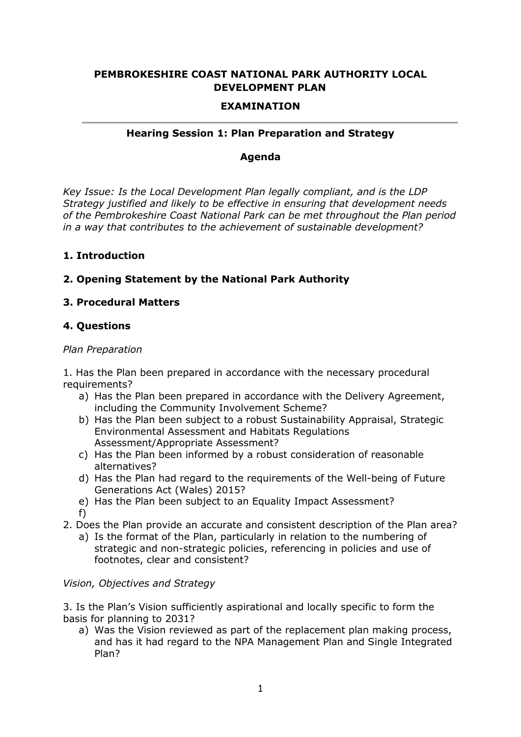# PEMBROKESHIRE COAST NATIONAL PARK AUTHORITY LOCAL DEVELOPMENT PLAN

## EXAMINATION

---

### Hearing Session 1: Plan Preparation and Strategy

### Agenda

*Key Issue: Is the Local Development Plan legally compliant, and is the LDP Strategy justified and likely to be effective in ensuring that development needs of the Pembrokeshire Coast National Park can be met throughout the Plan period in a way that contributes to the achievement of sustainable development?*

**1. Introduction**

**2. Opening Statement by the National Park Authority**

**3. Procedural Matters**

**4. Questions**

*Plan Preparation*

1. Has the Plan been prepared in accordance with the necessary procedural requirements?
    a) Has the Plan been prepared in accordance with the Delivery Agreement, including the Community Involvement Scheme?
    b) Has the Plan been subject to a robust Sustainability Appraisal, Strategic Environmental Assessment and Habitats Regulations Assessment/Appropriate Assessment?
    c) Has the Plan been informed by a robust consideration of reasonable alternatives?
    d) Has the Plan had regard to the requirements of the Well-being of Future Generations Act (Wales) 2015?
    e) Has the Plan been subject to an Equality Impact Assessment?
    f)
2. Does the Plan provide an accurate and consistent description of the Plan area?
    a) Is the format of the Plan, particularly in relation to the numbering of strategic and non-strategic policies, referencing in policies and use of footnotes, clear and consistent?

*Vision, Objectives and Strategy*

3. Is the Plan's Vision sufficiently aspirational and locally specific to form the basis for planning to 2031?
    a) Was the Vision reviewed as part of the replacement plan making process, and has it had regard to the NPA Management Plan and Single Integrated Plan?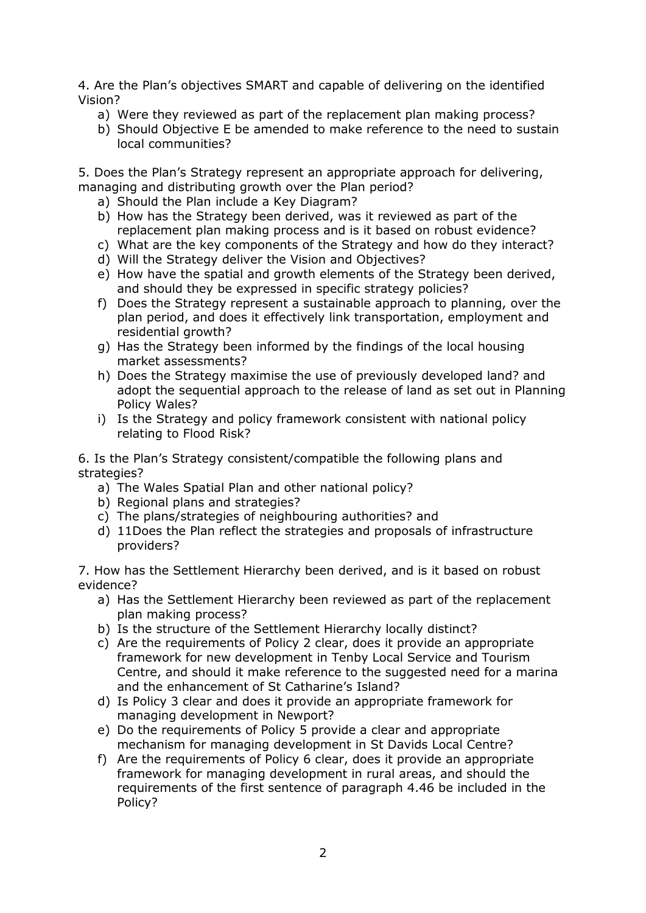4. Are the Plan's objectives SMART and capable of delivering on the identified Vision?

   a) Were they reviewed as part of the replacement plan making process?
   b) Should Objective E be amended to make reference to the need to sustain local communities?

5. Does the Plan's Strategy represent an appropriate approach for delivering, managing and distributing growth over the Plan period?

   a) Should the Plan include a Key Diagram?
   b) How has the Strategy been derived, was it reviewed as part of the replacement plan making process and is it based on robust evidence?
   c) What are the key components of the Strategy and how do they interact?
   d) Will the Strategy deliver the Vision and Objectives?
   e) How have the spatial and growth elements of the Strategy been derived, and should they be expressed in specific strategy policies?
   f) Does the Strategy represent a sustainable approach to planning, over the plan period, and does it effectively link transportation, employment and residential growth?
   g) Has the Strategy been informed by the findings of the local housing market assessments?
   h) Does the Strategy maximise the use of previously developed land? and adopt the sequential approach to the release of land as set out in Planning Policy Wales?
   i) Is the Strategy and policy framework consistent with national policy relating to Flood Risk?

6. Is the Plan's Strategy consistent/compatible the following plans and strategies?

   a) The Wales Spatial Plan and other national policy?
   b) Regional plans and strategies?
   c) The plans/strategies of neighbouring authorities? and
   d) 11Does the Plan reflect the strategies and proposals of infrastructure providers?

7. How has the Settlement Hierarchy been derived, and is it based on robust evidence?

   a) Has the Settlement Hierarchy been reviewed as part of the replacement plan making process?
   b) Is the structure of the Settlement Hierarchy locally distinct?
   c) Are the requirements of Policy 2 clear, does it provide an appropriate framework for new development in Tenby Local Service and Tourism Centre, and should it make reference to the suggested need for a marina and the enhancement of St Catharine's Island?
   d) Is Policy 3 clear and does it provide an appropriate framework for managing development in Newport?
   e) Do the requirements of Policy 5 provide a clear and appropriate mechanism for managing development in St Davids Local Centre?
   f) Are the requirements of Policy 6 clear, does it provide an appropriate framework for managing development in rural areas, and should the requirements of the first sentence of paragraph 4.46 be included in the Policy?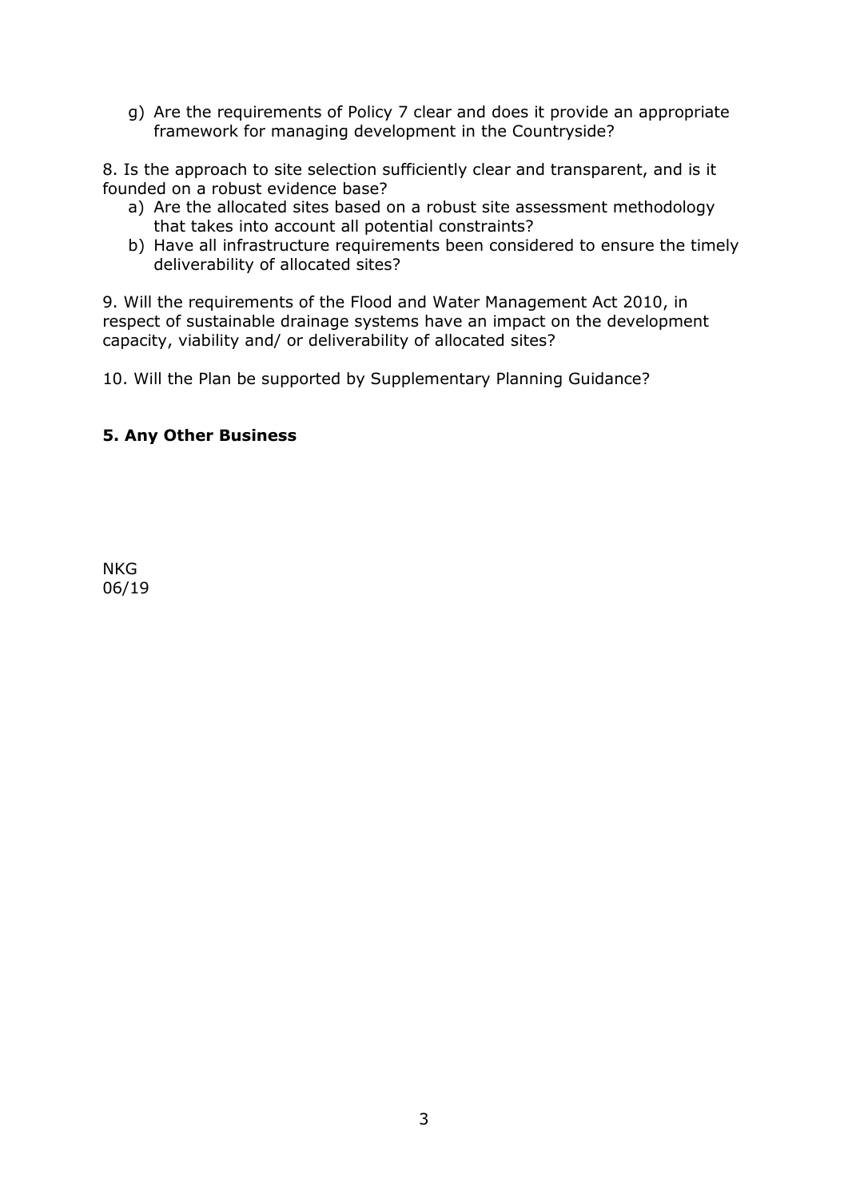g) Are the requirements of Policy 7 clear and does it provide an appropriate framework for managing development in the Countryside?

8. Is the approach to site selection sufficiently clear and transparent, and is it founded on a robust evidence base?

a) Are the allocated sites based on a robust site assessment methodology that takes into account all potential constraints?
b) Have all infrastructure requirements been considered to ensure the timely deliverability of allocated sites?

9. Will the requirements of the Flood and Water Management Act 2010, in respect of sustainable drainage systems have an impact on the development capacity, viability and/ or deliverability of allocated sites?

10. Will the Plan be supported by Supplementary Planning Guidance?

**5. Any Other Business**

NKG
06/19